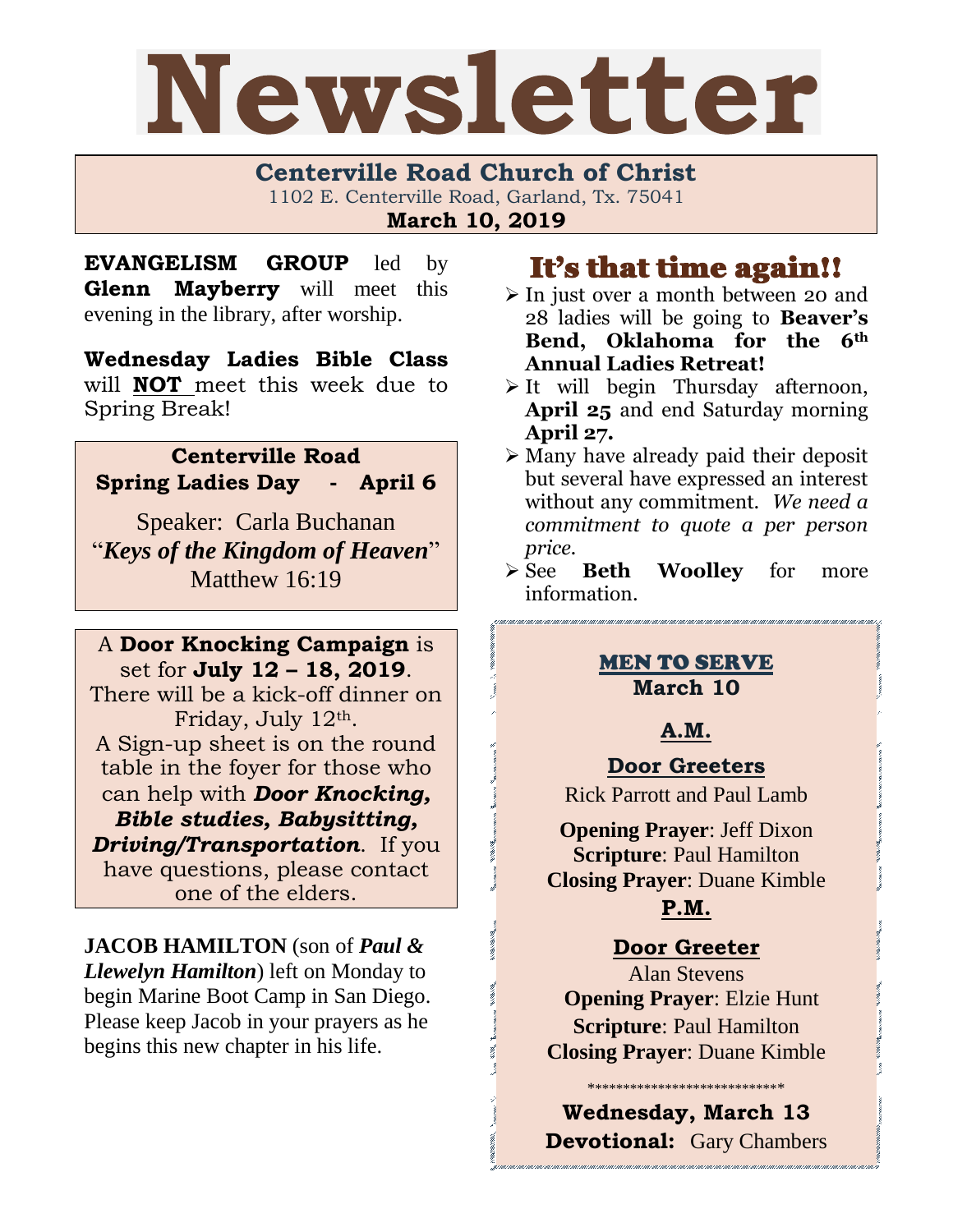# Newsletter

**Centerville Road Church of Christ**
1102 E. Centerville Road, Garland, Tx. 75041
**March 10, 2019**

**EVANGELISM GROUP** led by **Glenn Mayberry** will meet this evening in the library, after worship.

**Wednesday Ladies Bible Class** will **NOT** meet this week due to Spring Break!

**Centerville Road**
**Spring Ladies Day - April 6**

Speaker: Carla Buchanan
"***Keys of the Kingdom of Heaven***"
Matthew 16:19

A **Door Knocking Campaign** is set for **July 12 – 18, 2019**. There will be a kick-off dinner on Friday, July 12th. A Sign-up sheet is on the round table in the foyer for those who can help with ***Door Knocking, Bible studies, Babysitting, Driving/Transportation***. If you have questions, please contact one of the elders.

**JACOB HAMILTON** (son of ***Paul & Llewelyn Hamilton***) left on Monday to begin Marine Boot Camp in San Diego. Please keep Jacob in your prayers as he begins this new chapter in his life.

## It's that time again!!

- In just over a month between 20 and 28 ladies will be going to **Beaver's Bend, Oklahoma for the 6th Annual Ladies Retreat!**
- It will begin Thursday afternoon, **April 25** and end Saturday morning **April 27.**
- Many have already paid their deposit but several have expressed an interest without any commitment. *We need a commitment to quote a per person price.*
- See **Beth Woolley** for more information.

**MEN TO SERVE**
**March 10**

**A.M.**

**Door Greeters**
Rick Parrott and Paul Lamb

**Opening Prayer**: Jeff Dixon
**Scripture**: Paul Hamilton
**Closing Prayer**: Duane Kimble

**P.M.**

**Door Greeter**
Alan Stevens
**Opening Prayer**: Elzie Hunt
**Scripture**: Paul Hamilton
**Closing Prayer**: Duane Kimble

***************************

**Wednesday, March 13**
**Devotional:** Gary Chambers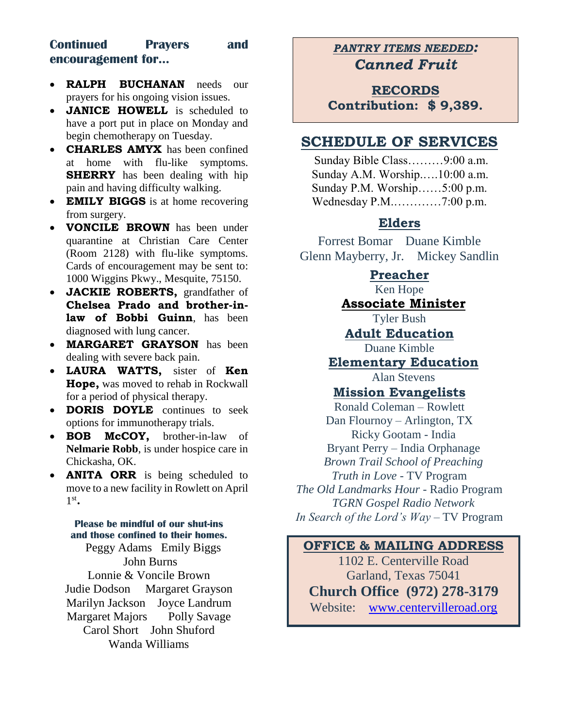## Continued Prayers and encouragement for…

- **RALPH BUCHANAN** needs our prayers for his ongoing vision issues.
- **JANICE HOWELL** is scheduled to have a port put in place on Monday and begin chemotherapy on Tuesday.
- **CHARLES AMYX** has been confined at home with flu-like symptoms. **SHERRY** has been dealing with hip pain and having difficulty walking.
- **EMILY BIGGS** is at home recovering from surgery.
- **VONCILE BROWN** has been under quarantine at Christian Care Center (Room 2128) with flu-like symptoms. Cards of encouragement may be sent to: 1000 Wiggins Pkwy., Mesquite, 75150.
- **JACKIE ROBERTS,** grandfather of **Chelsea Prado and brother-in-law of Bobbi Guinn**, has been diagnosed with lung cancer.
- **MARGARET GRAYSON** has been dealing with severe back pain.
- **LAURA WATTS,** sister of **Ken Hope,** was moved to rehab in Rockwall for a period of physical therapy.
- **DORIS DOYLE** continues to seek options for immunotherapy trials.
- **BOB McCOY,** brother-in-law of **Nelmarie Robb**, is under hospice care in Chickasha, OK.
- **ANITA ORR** is being scheduled to move to a new facility in Rowlett on April 1st**.**

**Please be mindful of our shut-ins and those confined to their homes.**

Peggy Adams Emily Biggs
John Burns
Lonnie & Voncile Brown
Judie Dodson Margaret Grayson
Marilyn Jackson Joyce Landrum
Margaret Majors Polly Savage
Carol Short John Shuford
Wanda Williams

***PANTRY ITEMS NEEDED:***
***Canned Fruit***

**RECORDS**
**Contribution: $ 9,389.**

## SCHEDULE OF SERVICES

Sunday Bible Class………9:00 a.m.
Sunday A.M. Worship.….10:00 a.m.
Sunday P.M. Worship……5:00 p.m.
Wednesday P.M.…………7:00 p.m.

### Elders

Forrest Bomar Duane Kimble
Glenn Mayberry, Jr. Mickey Sandlin

### Preacher

Ken Hope

### Associate Minister

Tyler Bush

### Adult Education

Duane Kimble

### Elementary Education

Alan Stevens

### Mission Evangelists

Ronald Coleman – Rowlett
Dan Flournoy – Arlington, TX
Ricky Gootam - India
Bryant Perry – India Orphanage
*Brown Trail School of Preaching*
*Truth in Love* - TV Program
*The Old Landmarks Hour* - Radio Program
*TGRN Gospel Radio Network*
*In Search of the Lord's Way* – TV Program

### OFFICE & MAILING ADDRESS

1102 E. Centerville Road
Garland, Texas 75041
**Church Office (972) 278-3179**
Website: www.centervilleroad.org